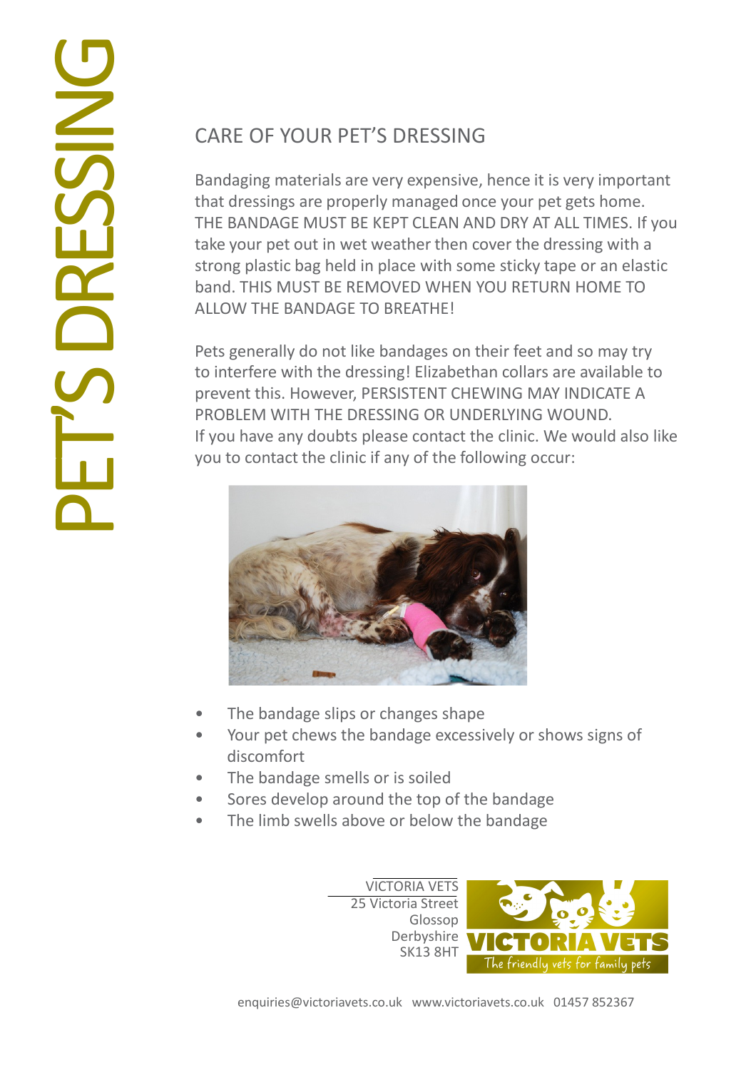# PET'S DRESSING

## CARE OF YOUR PET'S DRESSING

Bandaging materials are very expensive, hence it is very important that dressings are properly managed once your pet gets home. THE BANDAGE MUST BE KEPT CLEAN AND DRY AT ALL TIMES. If you take your pet out in wet weather then cover the dressing with a strong plastic bag held in place with some sticky tape or an elastic band. THIS MUST BE REMOVED WHEN YOU RETURN HOME TO ALLOW THE BANDAGE TO BREATHE!

Pets generally do not like bandages on their feet and so may try to interfere with the dressing! Elizabethan collars are available to prevent this. However, PERSISTENT CHEWING MAY INDICATE A PROBLEM WITH THE DRESSING OR UNDERLYING WOUND. If you have any doubts please contact the clinic. We would also like you to contact the clinic if any of the following occur:

- The bandage slips or changes shape
- Your pet chews the bandage excessively or shows signs of discomfort
- The bandage smells or is soiled
- Sores develop around the top of the bandage
- The limb swells above or below the bandage

VICTORIA VETS
25 Victoria Street
Glossop
Derbyshire
SK13 8HT

VICTORIA VETS
The friendly vets for family pets

enquiries@victoriavets.co.uk www.victoriavets.co.uk 01457 852367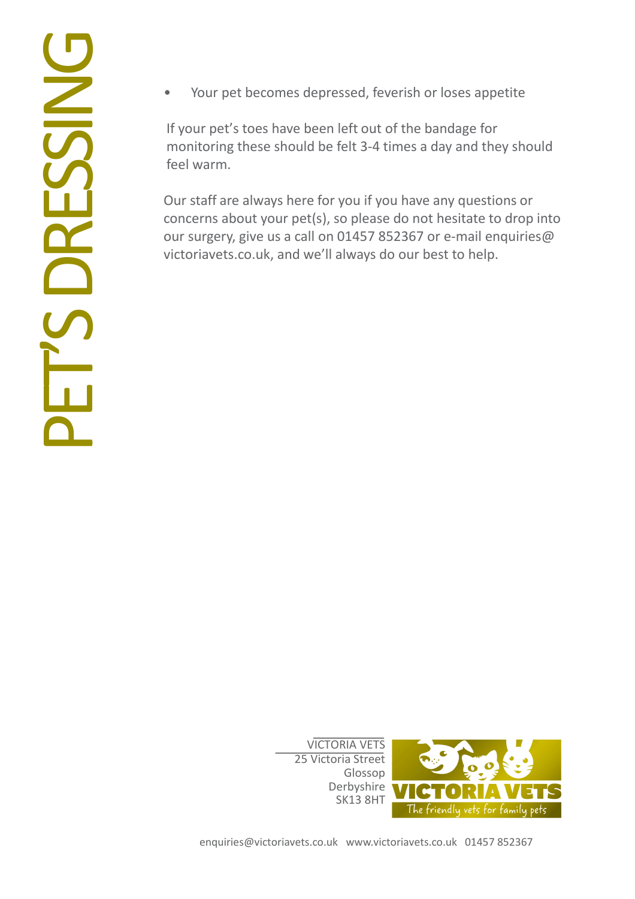# PET'S DRESSING

- Your pet becomes depressed, feverish or loses appetite

If your pet's toes have been left out of the bandage for monitoring these should be felt 3-4 times a day and they should feel warm.

Our staff are always here for you if you have any questions or concerns about your pet(s), so please do not hesitate to drop into our surgery, give us a call on 01457 852367 or e-mail enquiries@victoriavets.co.uk, and we'll always do our best to help.

VICTORIA VETS
25 Victoria Street
Glossop
Derbyshire
SK13 8HT

VICTORIA VETS
The friendly vets for family pets

enquiries@victoriavets.co.uk www.victoriavets.co.uk 01457 852367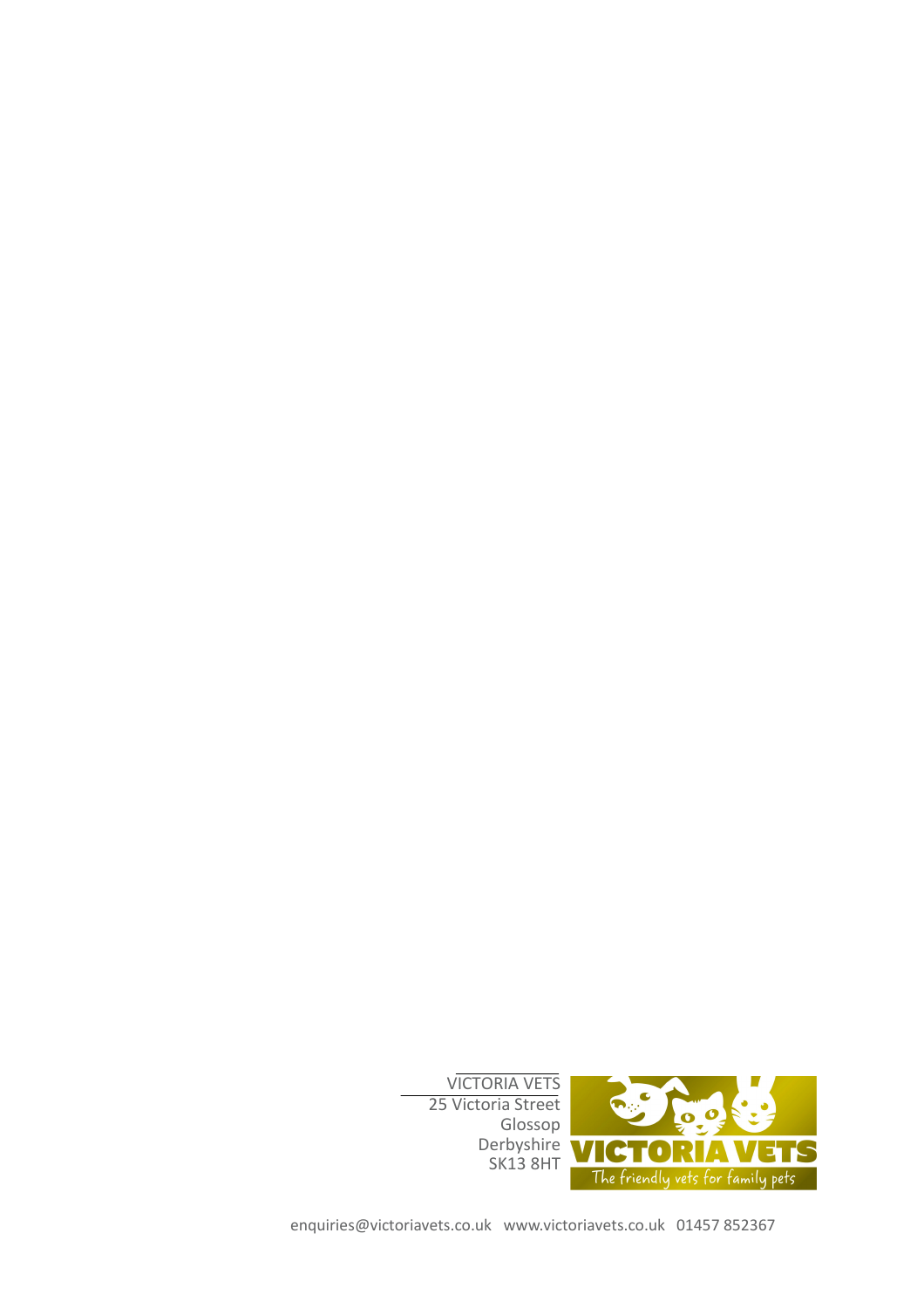VICTORIA VETS
25 Victoria Street
Glossop
Derbyshire
SK13 8HT

VICTORIA VETS
The friendly vets for family pets

enquiries@victoriavets.co.uk www.victoriavets.co.uk 01457 852367